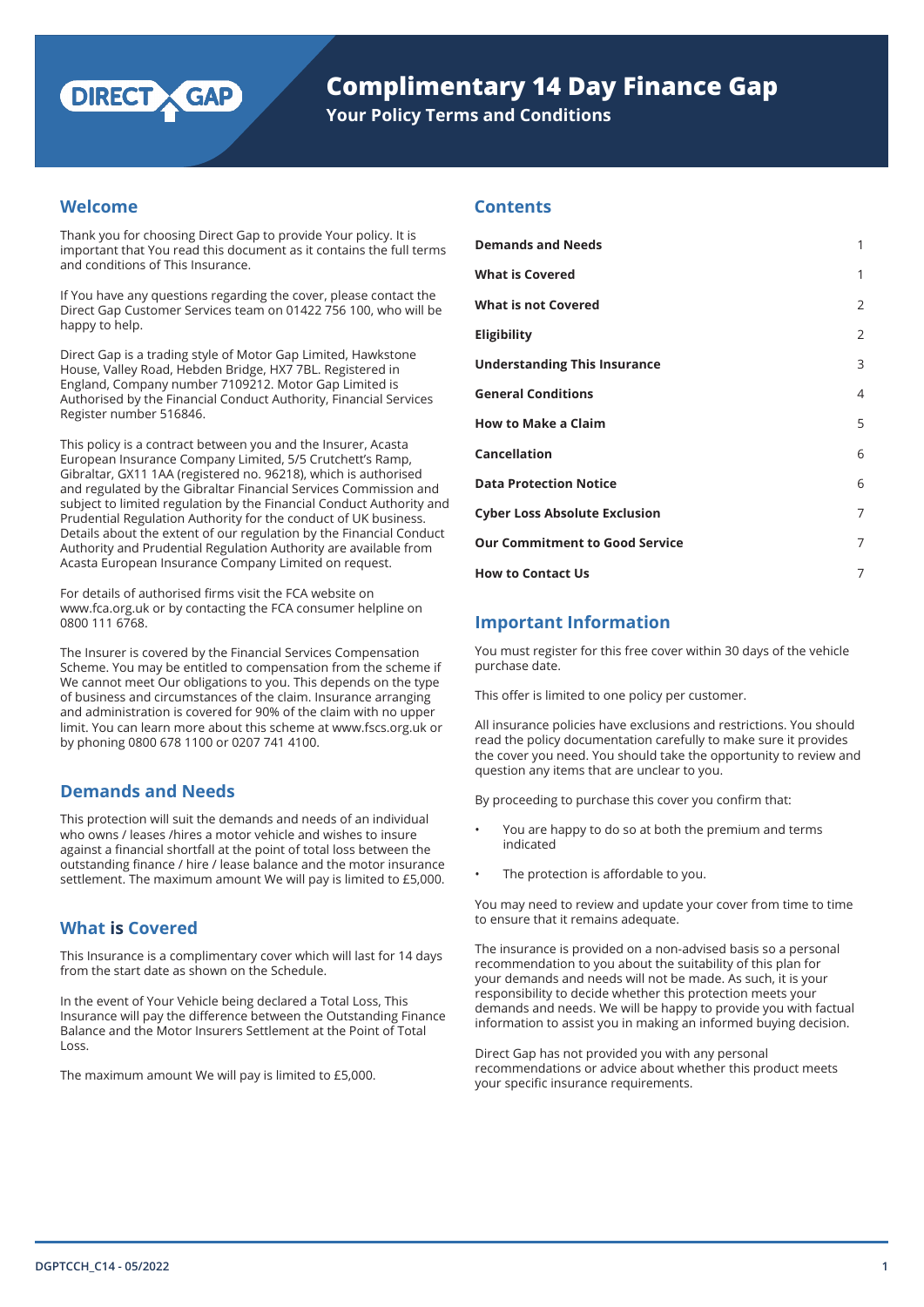# Complimentary 14 Day Finance Gap

**Your Policy Terms and Conditions**

## Welcome

Thank you for choosing Direct Gap to provide Your policy. It is important that You read this document as it contains the full terms and conditions of This Insurance.

If You have any questions regarding the cover, please contact the Direct Gap Customer Services team on 01422 756 100, who will be happy to help.

Direct Gap is a trading style of Motor Gap Limited, Hawkstone House, Valley Road, Hebden Bridge, HX7 7BL. Registered in England, Company number 7109212. Motor Gap Limited is Authorised by the Financial Conduct Authority, Financial Services Register number 516846.

This policy is a contract between you and the Insurer, Acasta European Insurance Company Limited, 5/5 Crutchett's Ramp, Gibraltar, GX11 1AA (registered no. 96218), which is authorised and regulated by the Gibraltar Financial Services Commission and subject to limited regulation by the Financial Conduct Authority and Prudential Regulation Authority for the conduct of UK business. Details about the extent of our regulation by the Financial Conduct Authority and Prudential Regulation Authority are available from Acasta European Insurance Company Limited on request.

For details of authorised firms visit the FCA website on www.fca.org.uk or by contacting the FCA consumer helpline on 0800 111 6768.

The Insurer is covered by the Financial Services Compensation Scheme. You may be entitled to compensation from the scheme if We cannot meet Our obligations to you. This depends on the type of business and circumstances of the claim. Insurance arranging and administration is covered for 90% of the claim with no upper limit. You can learn more about this scheme at www.fscs.org.uk or by phoning 0800 678 1100 or 0207 741 4100.

## Demands and Needs

This protection will suit the demands and needs of an individual who owns / leases /hires a motor vehicle and wishes to insure against a financial shortfall at the point of total loss between the outstanding finance / hire / lease balance and the motor insurance settlement. The maximum amount We will pay is limited to £5,000.

## What is Covered

This Insurance is a complimentary cover which will last for 14 days from the start date as shown on the Schedule.

In the event of Your Vehicle being declared a Total Loss, This Insurance will pay the difference between the Outstanding Finance Balance and the Motor Insurers Settlement at the Point of Total Loss.

The maximum amount We will pay is limited to £5,000.

## Contents

| | |
|---|---|
| **Demands and Needs** | 1 |
| **What is Covered** | 1 |
| **What is not Covered** | 2 |
| **Eligibility** | 2 |
| **Understanding This Insurance** | 3 |
| **General Conditions** | 4 |
| **How to Make a Claim** | 5 |
| **Cancellation** | 6 |
| **Data Protection Notice** | 6 |
| **Cyber Loss Absolute Exclusion** | 7 |
| **Our Commitment to Good Service** | 7 |
| **How to Contact Us** | 7 |

## Important Information

You must register for this free cover within 30 days of the vehicle purchase date.

This offer is limited to one policy per customer.

All insurance policies have exclusions and restrictions. You should read the policy documentation carefully to make sure it provides the cover you need. You should take the opportunity to review and question any items that are unclear to you.

By proceeding to purchase this cover you confirm that:

- You are happy to do so at both the premium and terms indicated
- The protection is affordable to you.

You may need to review and update your cover from time to time to ensure that it remains adequate.

The insurance is provided on a non-advised basis so a personal recommendation to you about the suitability of this plan for your demands and needs will not be made. As such, it is your responsibility to decide whether this protection meets your demands and needs. We will be happy to provide you with factual information to assist you in making an informed buying decision.

Direct Gap has not provided you with any personal recommendations or advice about whether this product meets your specific insurance requirements.

DGPTCCH_C14 - 05/2022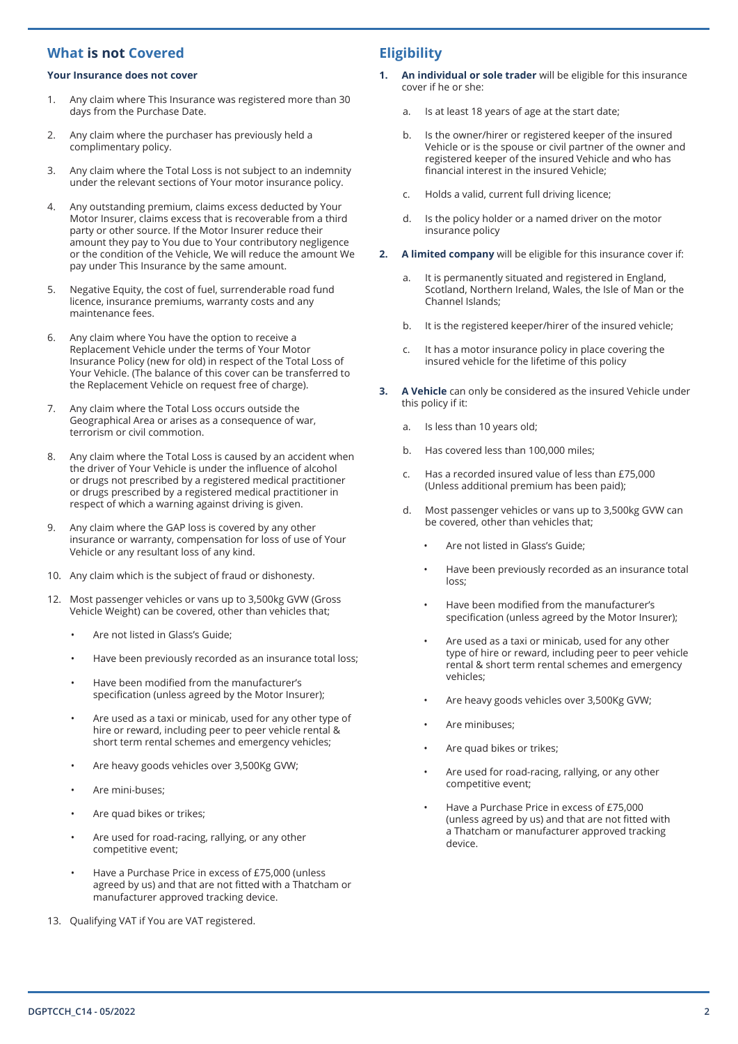## What is not Covered

**Your Insurance does not cover**

1. Any claim where This Insurance was registered more than 30 days from the Purchase Date.
2. Any claim where the purchaser has previously held a complimentary policy.
3. Any claim where the Total Loss is not subject to an indemnity under the relevant sections of Your motor insurance policy.
4. Any outstanding premium, claims excess deducted by Your Motor Insurer, claims excess that is recoverable from a third party or other source. If the Motor Insurer reduce their amount they pay to You due to Your contributory negligence or the condition of the Vehicle, We will reduce the amount We pay under This Insurance by the same amount.
5. Negative Equity, the cost of fuel, surrenderable road fund licence, insurance premiums, warranty costs and any maintenance fees.
6. Any claim where You have the option to receive a Replacement Vehicle under the terms of Your Motor Insurance Policy (new for old) in respect of the Total Loss of Your Vehicle. (The balance of this cover can be transferred to the Replacement Vehicle on request free of charge).
7. Any claim where the Total Loss occurs outside the Geographical Area or arises as a consequence of war, terrorism or civil commotion.
8. Any claim where the Total Loss is caused by an accident when the driver of Your Vehicle is under the influence of alcohol or drugs not prescribed by a registered medical practitioner or drugs prescribed by a registered medical practitioner in respect of which a warning against driving is given.
9. Any claim where the GAP loss is covered by any other insurance or warranty, compensation for loss of use of Your Vehicle or any resultant loss of any kind.
10. Any claim which is the subject of fraud or dishonesty.

12. Most passenger vehicles or vans up to 3,500kg GVW (Gross Vehicle Weight) can be covered, other than vehicles that;
    - Are not listed in Glass's Guide;
    - Have been previously recorded as an insurance total loss;
    - Have been modified from the manufacturer's specification (unless agreed by the Motor Insurer);
    - Are used as a taxi or minicab, used for any other type of hire or reward, including peer to peer vehicle rental & short term rental schemes and emergency vehicles;
    - Are heavy goods vehicles over 3,500Kg GVW;
    - Are mini-buses;
    - Are quad bikes or trikes;
    - Are used for road-racing, rallying, or any other competitive event;
    - Have a Purchase Price in excess of £75,000 (unless agreed by us) and that are not fitted with a Thatcham or manufacturer approved tracking device.

13. Qualifying VAT if You are VAT registered.

## Eligibility

1. **An individual or sole trader** will be eligible for this insurance cover if he or she:
   a. Is at least 18 years of age at the start date;
   b. Is the owner/hirer or registered keeper of the insured Vehicle or is the spouse or civil partner of the owner and registered keeper of the insured Vehicle and who has financial interest in the insured Vehicle;
   c. Holds a valid, current full driving licence;
   d. Is the policy holder or a named driver on the motor insurance policy

2. **A limited company** will be eligible for this insurance cover if:
   a. It is permanently situated and registered in England, Scotland, Northern Ireland, Wales, the Isle of Man or the Channel Islands;
   b. It is the registered keeper/hirer of the insured vehicle;
   c. It has a motor insurance policy in place covering the insured vehicle for the lifetime of this policy

3. **A Vehicle** can only be considered as the insured Vehicle under this policy if it:
   a. Is less than 10 years old;
   b. Has covered less than 100,000 miles;
   c. Has a recorded insured value of less than £75,000 (Unless additional premium has been paid);
   d. Most passenger vehicles or vans up to 3,500kg GVW can be covered, other than vehicles that;
      - Are not listed in Glass's Guide;
      - Have been previously recorded as an insurance total loss;
      - Have been modified from the manufacturer's specification (unless agreed by the Motor Insurer);
      - Are used as a taxi or minicab, used for any other type of hire or reward, including peer to peer vehicle rental & short term rental schemes and emergency vehicles;
      - Are heavy goods vehicles over 3,500Kg GVW;
      - Are minibuses;
      - Are quad bikes or trikes;
      - Are used for road-racing, rallying, or any other competitive event;
      - Have a Purchase Price in excess of £75,000 (unless agreed by us) and that are not fitted with a Thatcham or manufacturer approved tracking device.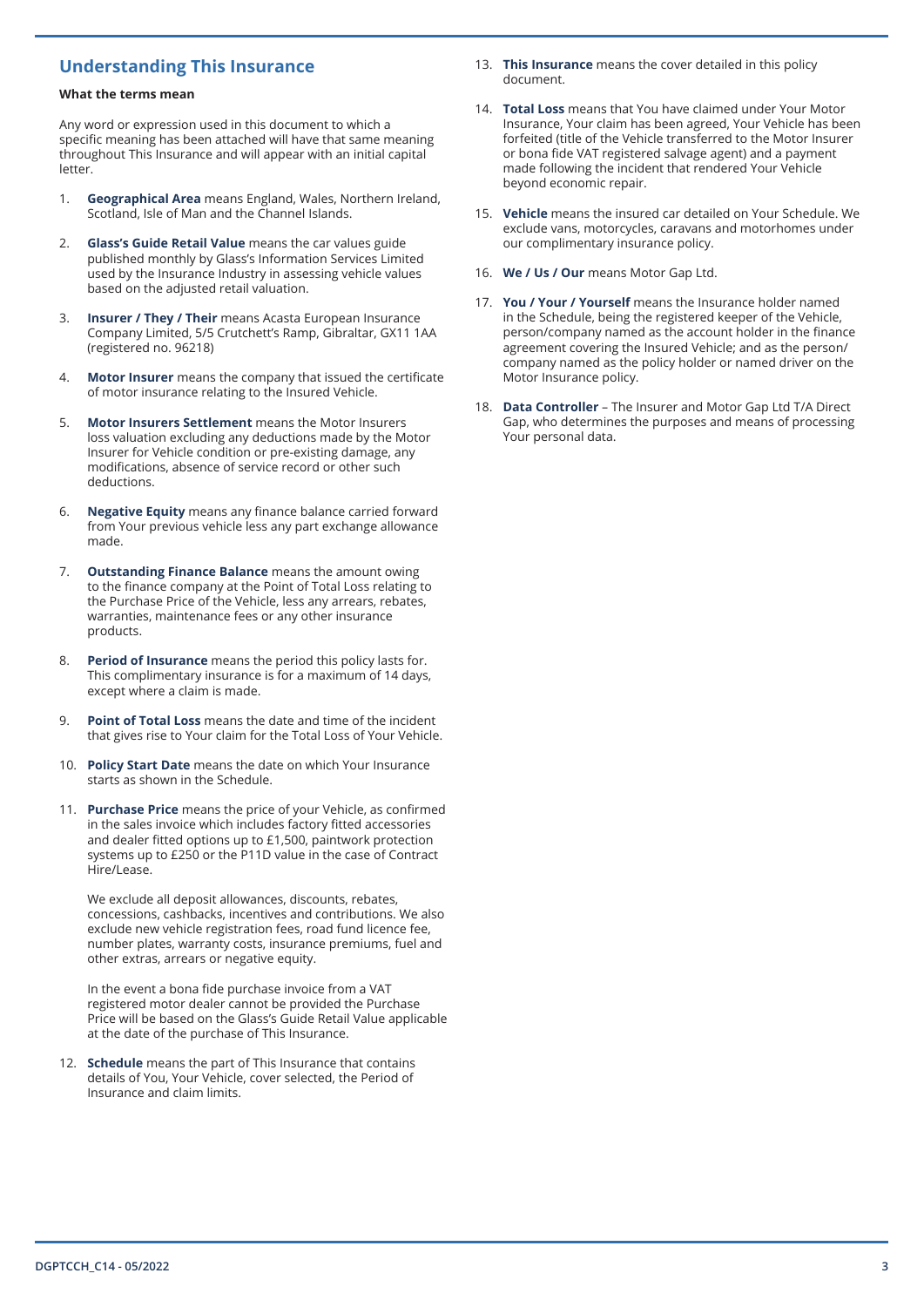## Understanding This Insurance

**What the terms mean**

Any word or expression used in this document to which a specific meaning has been attached will have that same meaning throughout This Insurance and will appear with an initial capital letter.

1. **Geographical Area** means England, Wales, Northern Ireland, Scotland, Isle of Man and the Channel Islands.

2. **Glass's Guide Retail Value** means the car values guide published monthly by Glass's Information Services Limited used by the Insurance Industry in assessing vehicle values based on the adjusted retail valuation.

3. **Insurer / They / Their** means Acasta European Insurance Company Limited, 5/5 Crutchett's Ramp, Gibraltar, GX11 1AA (registered no. 96218)

4. **Motor Insurer** means the company that issued the certificate of motor insurance relating to the Insured Vehicle.

5. **Motor Insurers Settlement** means the Motor Insurers loss valuation excluding any deductions made by the Motor Insurer for Vehicle condition or pre-existing damage, any modifications, absence of service record or other such deductions.

6. **Negative Equity** means any finance balance carried forward from Your previous vehicle less any part exchange allowance made.

7. **Outstanding Finance Balance** means the amount owing to the finance company at the Point of Total Loss relating to the Purchase Price of the Vehicle, less any arrears, rebates, warranties, maintenance fees or any other insurance products.

8. **Period of Insurance** means the period this policy lasts for. This complimentary insurance is for a maximum of 14 days, except where a claim is made.

9. **Point of Total Loss** means the date and time of the incident that gives rise to Your claim for the Total Loss of Your Vehicle.

10. **Policy Start Date** means the date on which Your Insurance starts as shown in the Schedule.

11. **Purchase Price** means the price of your Vehicle, as confirmed in the sales invoice which includes factory fitted accessories and dealer fitted options up to £1,500, paintwork protection systems up to £250 or the P11D value in the case of Contract Hire/Lease.

    We exclude all deposit allowances, discounts, rebates, concessions, cashbacks, incentives and contributions. We also exclude new vehicle registration fees, road fund licence fee, number plates, warranty costs, insurance premiums, fuel and other extras, arrears or negative equity.

    In the event a bona fide purchase invoice from a VAT registered motor dealer cannot be provided the Purchase Price will be based on the Glass's Guide Retail Value applicable at the date of the purchase of This Insurance.

12. **Schedule** means the part of This Insurance that contains details of You, Your Vehicle, cover selected, the Period of Insurance and claim limits.

13. **This Insurance** means the cover detailed in this policy document.

14. **Total Loss** means that You have claimed under Your Motor Insurance, Your claim has been agreed, Your Vehicle has been forfeited (title of the Vehicle transferred to the Motor Insurer or bona fide VAT registered salvage agent) and a payment made following the incident that rendered Your Vehicle beyond economic repair.

15. **Vehicle** means the insured car detailed on Your Schedule. We exclude vans, motorcycles, caravans and motorhomes under our complimentary insurance policy.

16. **We / Us / Our** means Motor Gap Ltd.

17. **You / Your / Yourself** means the Insurance holder named in the Schedule, being the registered keeper of the Vehicle, person/company named as the account holder in the finance agreement covering the Insured Vehicle; and as the person/company named as the policy holder or named driver on the Motor Insurance policy.

18. **Data Controller** – The Insurer and Motor Gap Ltd T/A Direct Gap, who determines the purposes and means of processing Your personal data.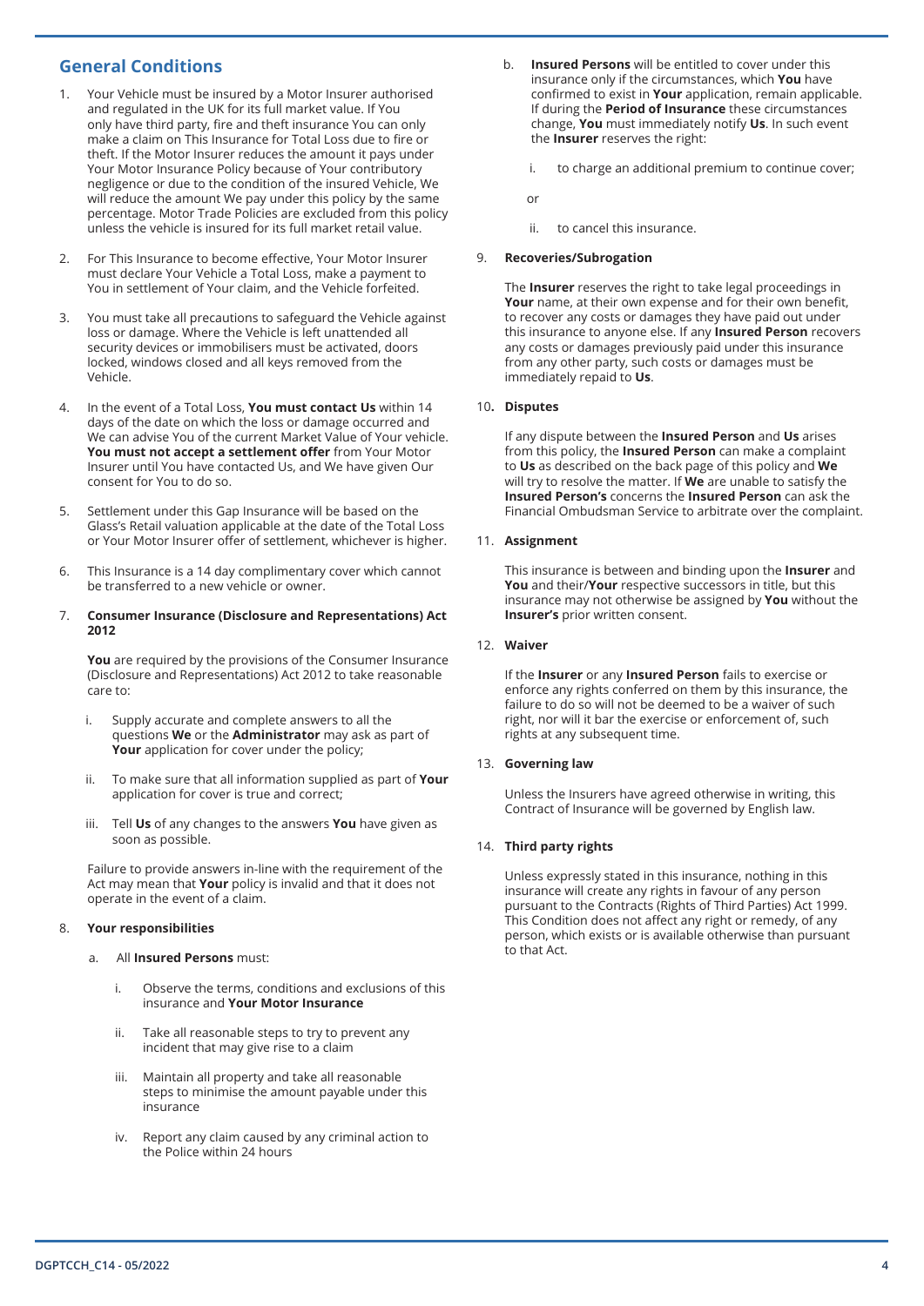## General Conditions

1. Your Vehicle must be insured by a Motor Insurer authorised and regulated in the UK for its full market value. If You only have third party, fire and theft insurance You can only make a claim on This Insurance for Total Loss due to fire or theft. If the Motor Insurer reduces the amount it pays under Your Motor Insurance Policy because of Your contributory negligence or due to the condition of the insured Vehicle, We will reduce the amount We pay under this policy by the same percentage. Motor Trade Policies are excluded from this policy unless the vehicle is insured for its full market retail value.

2. For This Insurance to become effective, Your Motor Insurer must declare Your Vehicle a Total Loss, make a payment to You in settlement of Your claim, and the Vehicle forfeited.

3. You must take all precautions to safeguard the Vehicle against loss or damage. Where the Vehicle is left unattended all security devices or immobilisers must be activated, doors locked, windows closed and all keys removed from the Vehicle.

4. In the event of a Total Loss, **You must contact Us** within 14 days of the date on which the loss or damage occurred and We can advise You of the current Market Value of Your vehicle. **You must not accept a settlement offer** from Your Motor Insurer until You have contacted Us, and We have given Our consent for You to do so.

5. Settlement under this Gap Insurance will be based on the Glass's Retail valuation applicable at the date of the Total Loss or Your Motor Insurer offer of settlement, whichever is higher.

6. This Insurance is a 14 day complimentary cover which cannot be transferred to a new vehicle or owner.

7. **Consumer Insurance (Disclosure and Representations) Act 2012**

   **You** are required by the provisions of the Consumer Insurance (Disclosure and Representations) Act 2012 to take reasonable care to:

   i. Supply accurate and complete answers to all the questions **We** or the **Administrator** may ask as part of **Your** application for cover under the policy;

   ii. To make sure that all information supplied as part of **Your** application for cover is true and correct;

   iii. Tell **Us** of any changes to the answers **You** have given as soon as possible.

   Failure to provide answers in-line with the requirement of the Act may mean that **Your** policy is invalid and that it does not operate in the event of a claim.

8. **Your responsibilities**

   a. All **Insured Persons** must:

      i. Observe the terms, conditions and exclusions of this insurance and **Your Motor Insurance**

      ii. Take all reasonable steps to try to prevent any incident that may give rise to a claim

      iii. Maintain all property and take all reasonable steps to minimise the amount payable under this insurance

      iv. Report any claim caused by any criminal action to the Police within 24 hours

   b. **Insured Persons** will be entitled to cover under this insurance only if the circumstances, which **You** have confirmed to exist in **Your** application, remain applicable. If during the **Period of Insurance** these circumstances change, **You** must immediately notify **Us**. In such event the **Insurer** reserves the right:

      i. to charge an additional premium to continue cover;

      or

      ii. to cancel this insurance.

9. **Recoveries/Subrogation**

   The **Insurer** reserves the right to take legal proceedings in **Your** name, at their own expense and for their own benefit, to recover any costs or damages they have paid out under this insurance to anyone else. If any **Insured Person** recovers any costs or damages previously paid under this insurance from any other party, such costs or damages must be immediately repaid to **Us**.

10. **Disputes**

    If any dispute between the **Insured Person** and **Us** arises from this policy, the **Insured Person** can make a complaint to **Us** as described on the back page of this policy and **We** will try to resolve the matter. If **We** are unable to satisfy the **Insured Person's** concerns the **Insured Person** can ask the Financial Ombudsman Service to arbitrate over the complaint.

11. **Assignment**

    This insurance is between and binding upon the **Insurer** and **You** and their/**Your** respective successors in title, but this insurance may not otherwise be assigned by **You** without the **Insurer's** prior written consent.

12. **Waiver**

    If the **Insurer** or any **Insured Person** fails to exercise or enforce any rights conferred on them by this insurance, the failure to do so will not be deemed to be a waiver of such right, nor will it bar the exercise or enforcement of, such rights at any subsequent time.

13. **Governing law**

    Unless the Insurers have agreed otherwise in writing, this Contract of Insurance will be governed by English law.

14. **Third party rights**

    Unless expressly stated in this insurance, nothing in this insurance will create any rights in favour of any person pursuant to the Contracts (Rights of Third Parties) Act 1999. This Condition does not affect any right or remedy, of any person, which exists or is available otherwise than pursuant to that Act.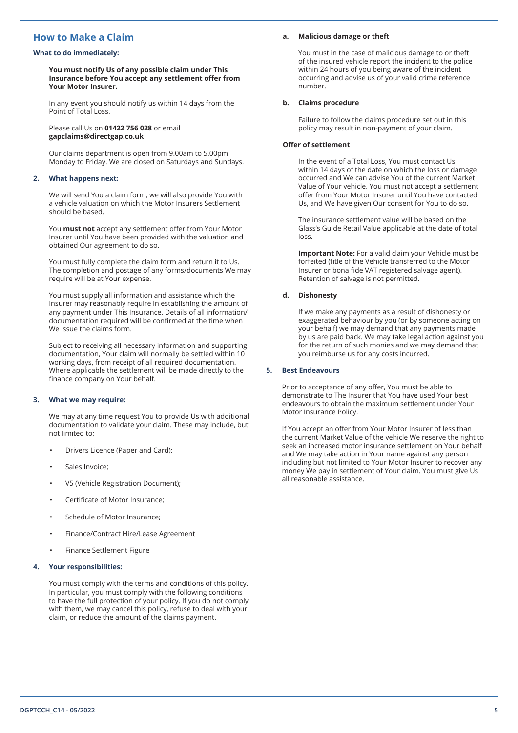## How to Make a Claim

### What to do immediately:

**You must notify Us of any possible claim under This Insurance before You accept any settlement offer from Your Motor Insurer.**

In any event you should notify us within 14 days from the Point of Total Loss.

Please call Us on **01422 756 028** or email **gapclaims@directgap.co.uk**

Our claims department is open from 9.00am to 5.00pm Monday to Friday. We are closed on Saturdays and Sundays.

### 2. What happens next:

We will send You a claim form, we will also provide You with a vehicle valuation on which the Motor Insurers Settlement should be based.

You **must not** accept any settlement offer from Your Motor Insurer until You have been provided with the valuation and obtained Our agreement to do so.

You must fully complete the claim form and return it to Us. The completion and postage of any forms/documents We may require will be at Your expense.

You must supply all information and assistance which the Insurer may reasonably require in establishing the amount of any payment under This Insurance. Details of all information/ documentation required will be confirmed at the time when We issue the claims form.

Subject to receiving all necessary information and supporting documentation, Your claim will normally be settled within 10 working days, from receipt of all required documentation. Where applicable the settlement will be made directly to the finance company on Your behalf.

### 3. What we may require:

We may at any time request You to provide Us with additional documentation to validate your claim. These may include, but not limited to;

- Drivers Licence (Paper and Card);
- Sales Invoice;
- V5 (Vehicle Registration Document);
- Certificate of Motor Insurance;
- Schedule of Motor Insurance;
- Finance/Contract Hire/Lease Agreement
- Finance Settlement Figure

### 4. Your responsibilities:

You must comply with the terms and conditions of this policy. In particular, you must comply with the following conditions to have the full protection of your policy. If you do not comply with them, we may cancel this policy, refuse to deal with your claim, or reduce the amount of the claims payment.

**a. Malicious damage or theft**

You must in the case of malicious damage to or theft of the insured vehicle report the incident to the police within 24 hours of you being aware of the incident occurring and advise us of your valid crime reference number.

**b. Claims procedure**

Failure to follow the claims procedure set out in this policy may result in non-payment of your claim.

**Offer of settlement**

In the event of a Total Loss, You must contact Us within 14 days of the date on which the loss or damage occurred and We can advise You of the current Market Value of Your vehicle. You must not accept a settlement offer from Your Motor Insurer until You have contacted Us, and We have given Our consent for You to do so.

The insurance settlement value will be based on the Glass's Guide Retail Value applicable at the date of total loss.

**Important Note:** For a valid claim your Vehicle must be forfeited (title of the Vehicle transferred to the Motor Insurer or bona fide VAT registered salvage agent). Retention of salvage is not permitted.

**d. Dishonesty**

If we make any payments as a result of dishonesty or exaggerated behaviour by you (or by someone acting on your behalf) we may demand that any payments made by us are paid back. We may take legal action against you for the return of such monies and we may demand that you reimburse us for any costs incurred.

### 5. Best Endeavours

Prior to acceptance of any offer, You must be able to demonstrate to The Insurer that You have used Your best endeavours to obtain the maximum settlement under Your Motor Insurance Policy.

If You accept an offer from Your Motor Insurer of less than the current Market Value of the vehicle We reserve the right to seek an increased motor insurance settlement on Your behalf and We may take action in Your name against any person including but not limited to Your Motor Insurer to recover any money We pay in settlement of Your claim. You must give Us all reasonable assistance.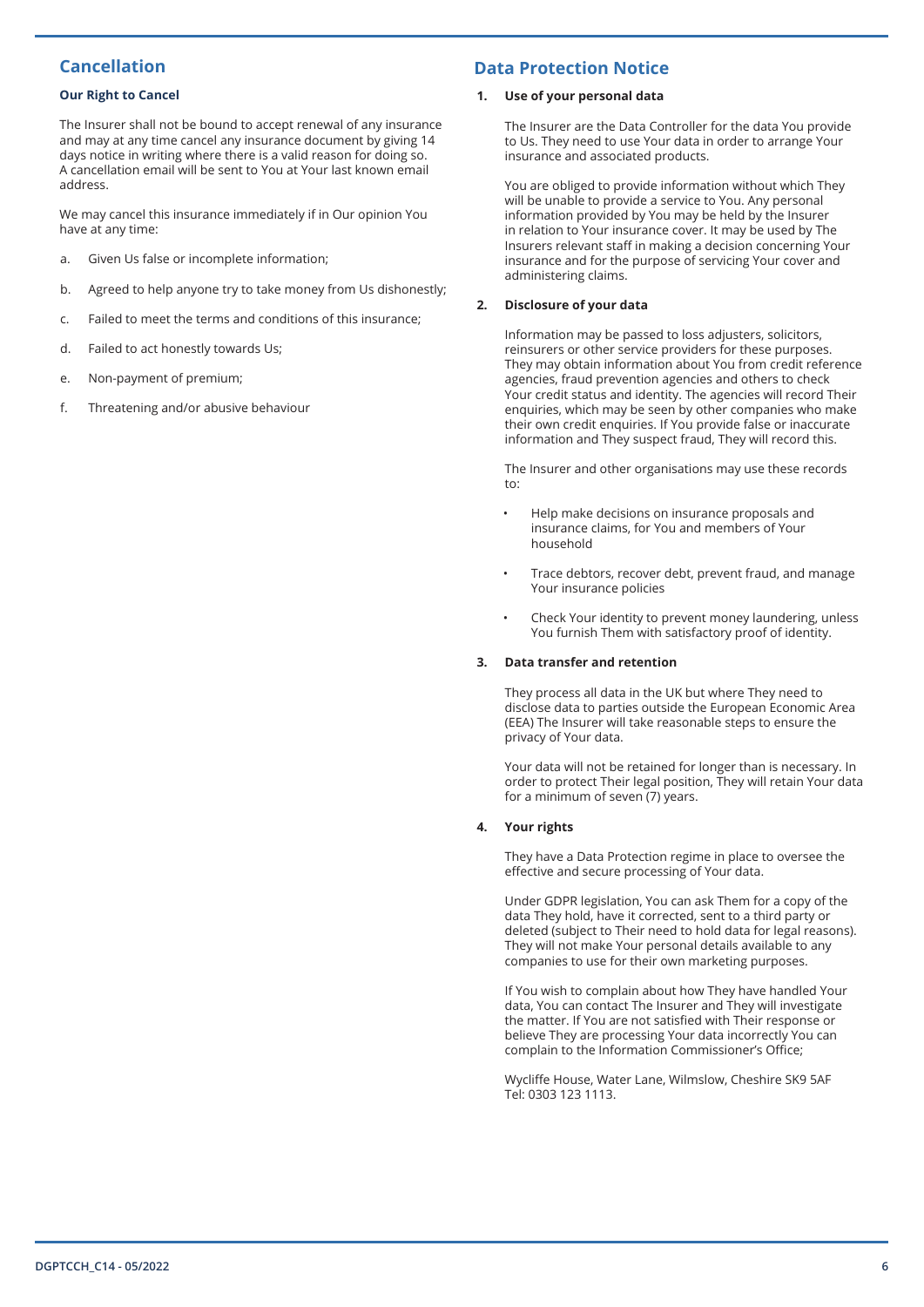## Cancellation

### Our Right to Cancel

The Insurer shall not be bound to accept renewal of any insurance and may at any time cancel any insurance document by giving 14 days notice in writing where there is a valid reason for doing so. A cancellation email will be sent to You at Your last known email address.

We may cancel this insurance immediately if in Our opinion You have at any time:

a. Given Us false or incomplete information;

b. Agreed to help anyone try to take money from Us dishonestly;

c. Failed to meet the terms and conditions of this insurance;

d. Failed to act honestly towards Us;

e. Non-payment of premium;

f. Threatening and/or abusive behaviour

## Data Protection Notice

### 1. Use of your personal data

The Insurer are the Data Controller for the data You provide to Us. They need to use Your data in order to arrange Your insurance and associated products.

You are obliged to provide information without which They will be unable to provide a service to You. Any personal information provided by You may be held by the Insurer in relation to Your insurance cover. It may be used by The Insurers relevant staff in making a decision concerning Your insurance and for the purpose of servicing Your cover and administering claims.

### 2. Disclosure of your data

Information may be passed to loss adjusters, solicitors, reinsurers or other service providers for these purposes. They may obtain information about You from credit reference agencies, fraud prevention agencies and others to check Your credit status and identity. The agencies will record Their enquiries, which may be seen by other companies who make their own credit enquiries. If You provide false or inaccurate information and They suspect fraud, They will record this.

The Insurer and other organisations may use these records to:

- Help make decisions on insurance proposals and insurance claims, for You and members of Your household
- Trace debtors, recover debt, prevent fraud, and manage Your insurance policies
- Check Your identity to prevent money laundering, unless You furnish Them with satisfactory proof of identity.

### 3. Data transfer and retention

They process all data in the UK but where They need to disclose data to parties outside the European Economic Area (EEA) The Insurer will take reasonable steps to ensure the privacy of Your data.

Your data will not be retained for longer than is necessary. In order to protect Their legal position, They will retain Your data for a minimum of seven (7) years.

### 4. Your rights

They have a Data Protection regime in place to oversee the effective and secure processing of Your data.

Under GDPR legislation, You can ask Them for a copy of the data They hold, have it corrected, sent to a third party or deleted (subject to Their need to hold data for legal reasons). They will not make Your personal details available to any companies to use for their own marketing purposes.

If You wish to complain about how They have handled Your data, You can contact The Insurer and They will investigate the matter. If You are not satisfied with Their response or believe They are processing Your data incorrectly You can complain to the Information Commissioner's Office;

Wycliffe House, Water Lane, Wilmslow, Cheshire SK9 5AF
Tel: 0303 123 1113.

DGPTCCH_C14 - 05/2022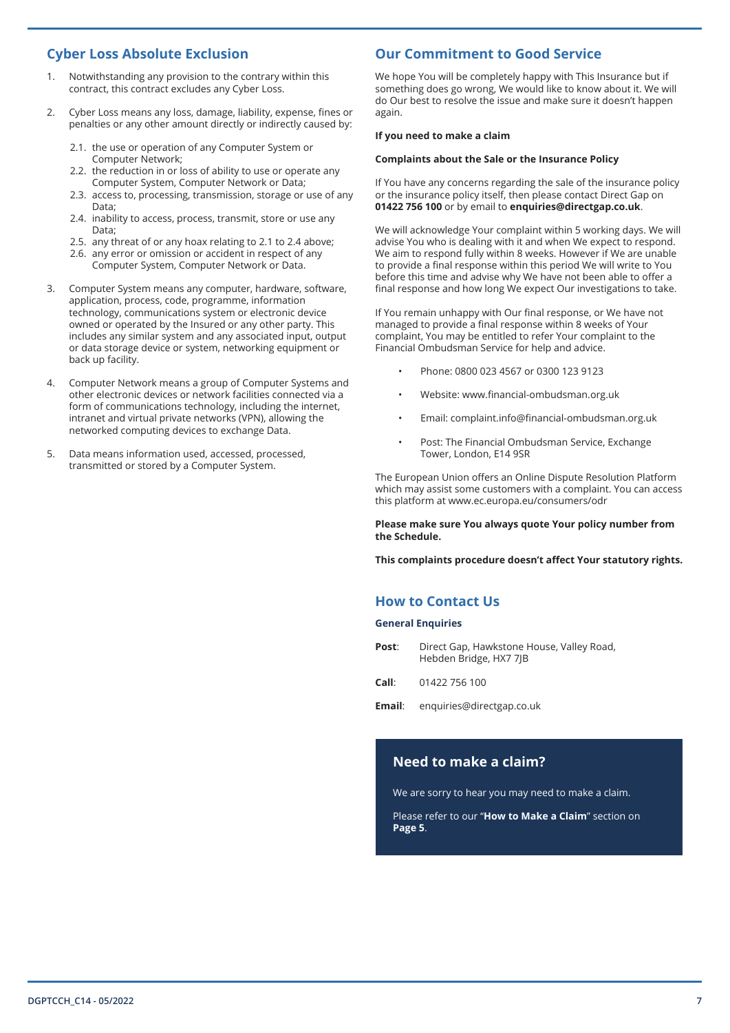## Cyber Loss Absolute Exclusion

1. Notwithstanding any provision to the contrary within this contract, this contract excludes any Cyber Loss.
2. Cyber Loss means any loss, damage, liability, expense, fines or penalties or any other amount directly or indirectly caused by:
   - 2.1. the use or operation of any Computer System or Computer Network;
   - 2.2. the reduction in or loss of ability to use or operate any Computer System, Computer Network or Data;
   - 2.3. access to, processing, transmission, storage or use of any Data;
   - 2.4. inability to access, process, transmit, store or use any Data;
   - 2.5. any threat of or any hoax relating to 2.1 to 2.4 above;
   - 2.6. any error or omission or accident in respect of any Computer System, Computer Network or Data.
3. Computer System means any computer, hardware, software, application, process, code, programme, information technology, communications system or electronic device owned or operated by the Insured or any other party. This includes any similar system and any associated input, output or data storage device or system, networking equipment or back up facility.
4. Computer Network means a group of Computer Systems and other electronic devices or network facilities connected via a form of communications technology, including the internet, intranet and virtual private networks (VPN), allowing the networked computing devices to exchange Data.
5. Data means information used, accessed, processed, transmitted or stored by a Computer System.

## Our Commitment to Good Service

We hope You will be completely happy with This Insurance but if something does go wrong, We would like to know about it. We will do Our best to resolve the issue and make sure it doesn't happen again.

**If you need to make a claim**

**Complaints about the Sale or the Insurance Policy**

If You have any concerns regarding the sale of the insurance policy or the insurance policy itself, then please contact Direct Gap on **01422 756 100** or by email to **enquiries@directgap.co.uk**.

We will acknowledge Your complaint within 5 working days. We will advise You who is dealing with it and when We expect to respond. We aim to respond fully within 8 weeks. However if We are unable to provide a final response within this period We will write to You before this time and advise why We have not been able to offer a final response and how long We expect Our investigations to take.

If You remain unhappy with Our final response, or We have not managed to provide a final response within 8 weeks of Your complaint, You may be entitled to refer Your complaint to the Financial Ombudsman Service for help and advice.

- Phone: 0800 023 4567 or 0300 123 9123
- Website: www.financial-ombudsman.org.uk
- Email: complaint.info@financial-ombudsman.org.uk
- Post: The Financial Ombudsman Service, Exchange Tower, London, E14 9SR

The European Union offers an Online Dispute Resolution Platform which may assist some customers with a complaint. You can access this platform at www.ec.europa.eu/consumers/odr

**Please make sure You always quote Your policy number from the Schedule.**

**This complaints procedure doesn't affect Your statutory rights.**

## How to Contact Us

**General Enquiries**

**Post**: Direct Gap, Hawkstone House, Valley Road, Hebden Bridge, HX7 7JB

**Call**: 01422 756 100

**Email**: enquiries@directgap.co.uk

### Need to make a claim?

We are sorry to hear you may need to make a claim.

Please refer to our "**How to Make a Claim**" section on **Page 5**.

DGPTCCH_C14 - 05/2022